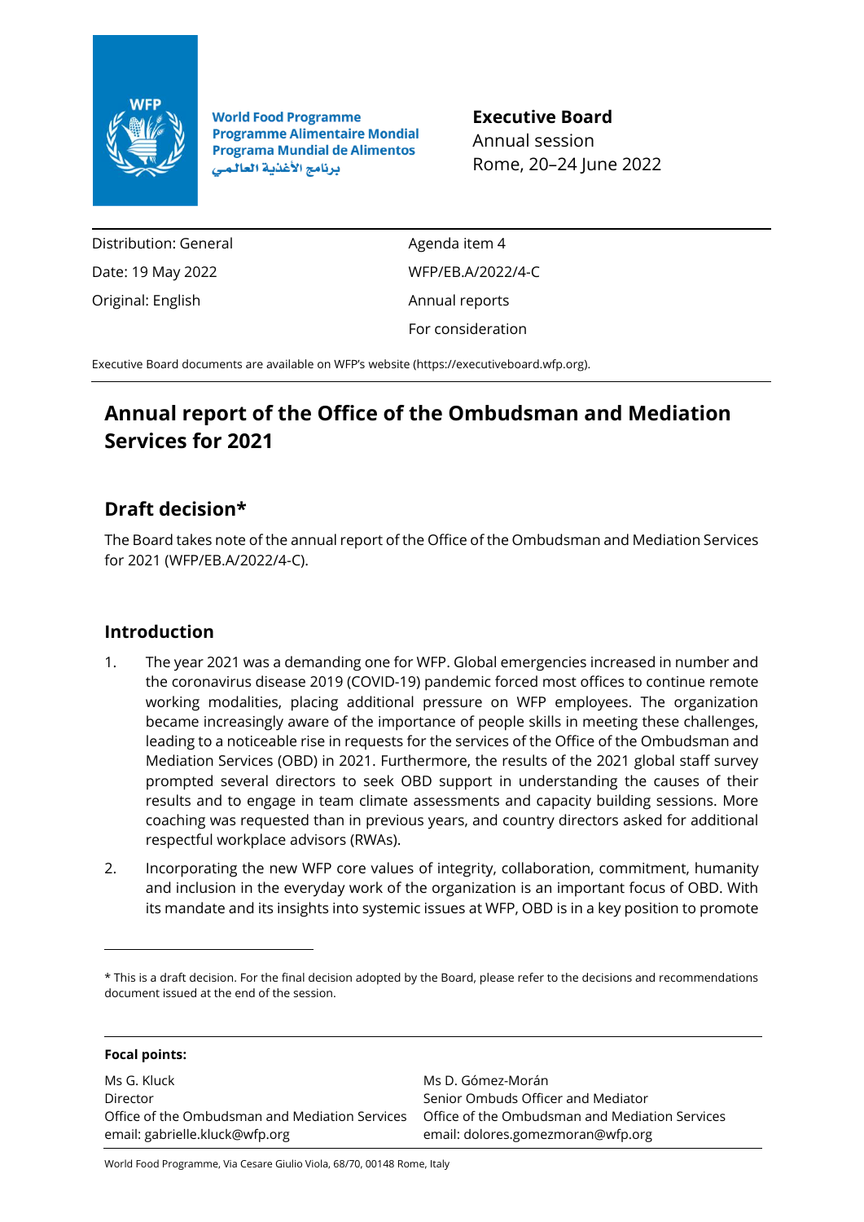World Food Programme
Programme Alimentaire Mondial
Programa Mundial de Alimentos
برنامج الأغذية العالمي

**Executive Board**
Annual session
Rome, 20–24 June 2022

| | |
|---|---|
| Distribution: General | Agenda item 4 |
| Date: 19 May 2022 | WFP/EB.A/2022/4-C |
| Original: English | Annual reports |
| | For consideration |

Executive Board documents are available on WFP's website (https://executiveboard.wfp.org).

# Annual report of the Office of the Ombudsman and Mediation Services for 2021

## Draft decision*

The Board takes note of the annual report of the Office of the Ombudsman and Mediation Services for 2021 (WFP/EB.A/2022/4-C).

## Introduction

1. The year 2021 was a demanding one for WFP. Global emergencies increased in number and the coronavirus disease 2019 (COVID-19) pandemic forced most offices to continue remote working modalities, placing additional pressure on WFP employees. The organization became increasingly aware of the importance of people skills in meeting these challenges, leading to a noticeable rise in requests for the services of the Office of the Ombudsman and Mediation Services (OBD) in 2021. Furthermore, the results of the 2021 global staff survey prompted several directors to seek OBD support in understanding the causes of their results and to engage in team climate assessments and capacity building sessions. More coaching was requested than in previous years, and country directors asked for additional respectful workplace advisors (RWAs).

2. Incorporating the new WFP core values of integrity, collaboration, commitment, humanity and inclusion in the everyday work of the organization is an important focus of OBD. With its mandate and its insights into systemic issues at WFP, OBD is in a key position to promote

\* This is a draft decision. For the final decision adopted by the Board, please refer to the decisions and recommendations document issued at the end of the session.

**Focal points:**

Ms G. Kluck
Director
Office of the Ombudsman and Mediation Services
email: gabrielle.kluck@wfp.org

Ms D. Gómez-Morán
Senior Ombuds Officer and Mediator
Office of the Ombudsman and Mediation Services
email: dolores.gomezmoran@wfp.org

World Food Programme, Via Cesare Giulio Viola, 68/70, 00148 Rome, Italy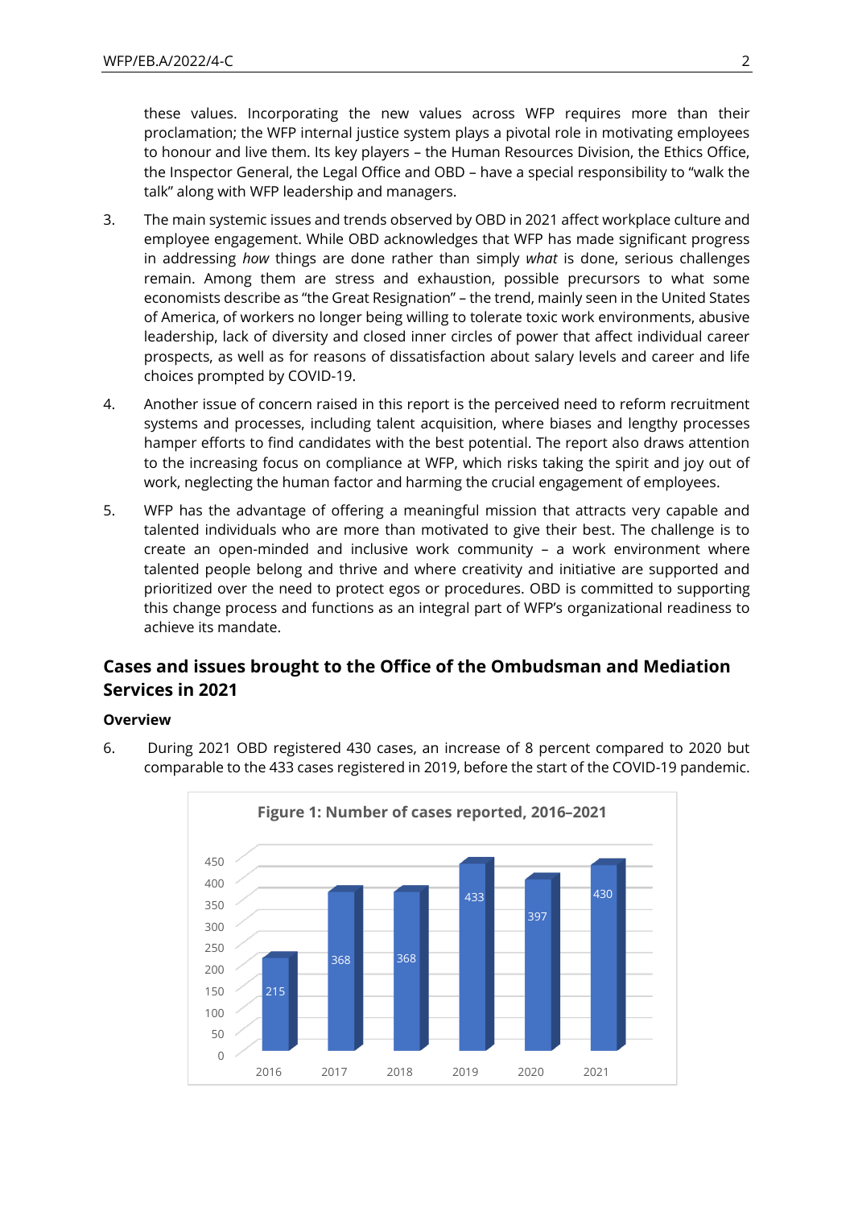these values. Incorporating the new values across WFP requires more than their proclamation; the WFP internal justice system plays a pivotal role in motivating employees to honour and live them. Its key players – the Human Resources Division, the Ethics Office, the Inspector General, the Legal Office and OBD – have a special responsibility to "walk the talk" along with WFP leadership and managers.

3. The main systemic issues and trends observed by OBD in 2021 affect workplace culture and employee engagement. While OBD acknowledges that WFP has made significant progress in addressing *how* things are done rather than simply *what* is done, serious challenges remain. Among them are stress and exhaustion, possible precursors to what some economists describe as "the Great Resignation" – the trend, mainly seen in the United States of America, of workers no longer being willing to tolerate toxic work environments, abusive leadership, lack of diversity and closed inner circles of power that affect individual career prospects, as well as for reasons of dissatisfaction about salary levels and career and life choices prompted by COVID-19.

4. Another issue of concern raised in this report is the perceived need to reform recruitment systems and processes, including talent acquisition, where biases and lengthy processes hamper efforts to find candidates with the best potential. The report also draws attention to the increasing focus on compliance at WFP, which risks taking the spirit and joy out of work, neglecting the human factor and harming the crucial engagement of employees.

5. WFP has the advantage of offering a meaningful mission that attracts very capable and talented individuals who are more than motivated to give their best. The challenge is to create an open-minded and inclusive work community – a work environment where talented people belong and thrive and where creativity and initiative are supported and prioritized over the need to protect egos or procedures. OBD is committed to supporting this change process and functions as an integral part of WFP's organizational readiness to achieve its mandate.

## Cases and issues brought to the Office of the Ombudsman and Mediation Services in 2021

### Overview

6. During 2021 OBD registered 430 cases, an increase of 8 percent compared to 2020 but comparable to the 433 cases registered in 2019, before the start of the COVID-19 pandemic.

**Figure 1: Number of cases reported, 2016–2021**

450
400
350
300
250
200
150
100
50
0

215
368
368
433
397
430

2016
2017
2018
2019
2020
2021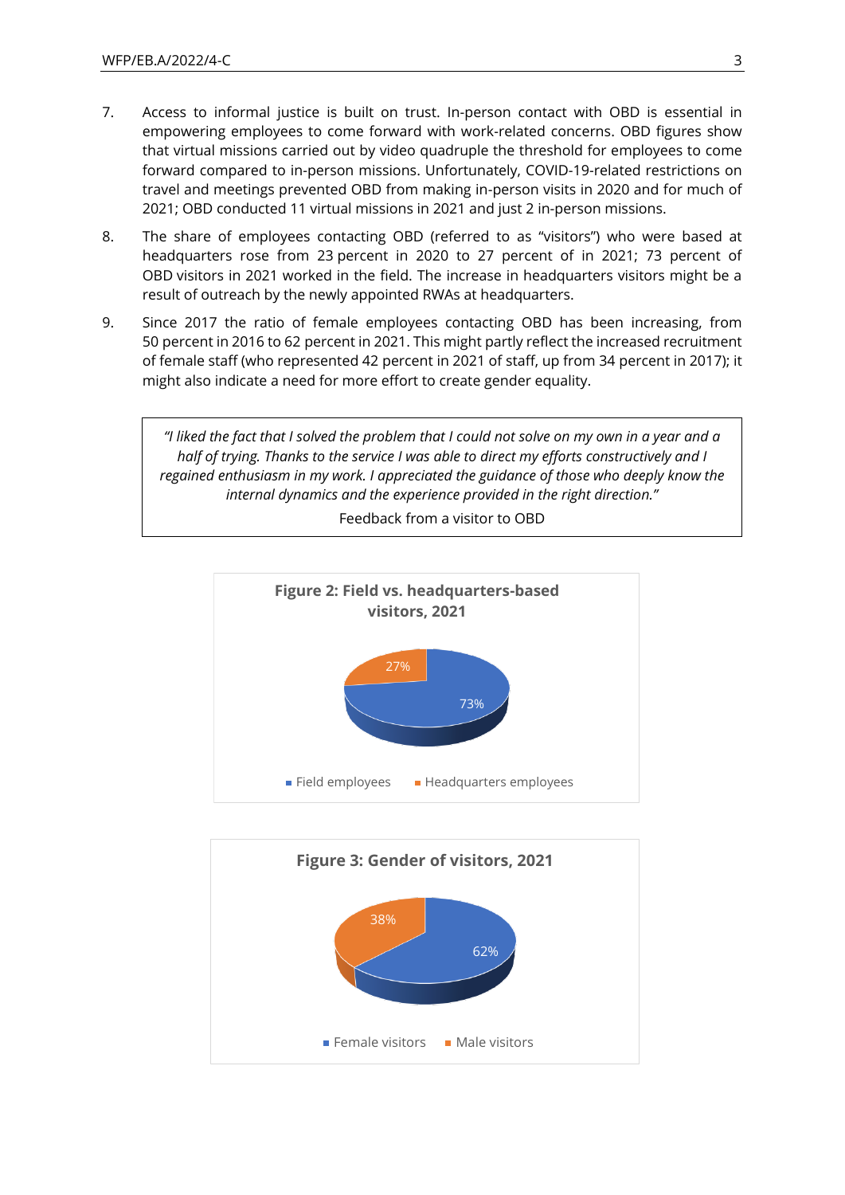7. Access to informal justice is built on trust. In-person contact with OBD is essential in empowering employees to come forward with work-related concerns. OBD figures show that virtual missions carried out by video quadruple the threshold for employees to come forward compared to in-person missions. Unfortunately, COVID-19-related restrictions on travel and meetings prevented OBD from making in-person visits in 2020 and for much of 2021; OBD conducted 11 virtual missions in 2021 and just 2 in-person missions.

8. The share of employees contacting OBD (referred to as "visitors") who were based at headquarters rose from 23 percent in 2020 to 27 percent of in 2021; 73 percent of OBD visitors in 2021 worked in the field. The increase in headquarters visitors might be a result of outreach by the newly appointed RWAs at headquarters.

9. Since 2017 the ratio of female employees contacting OBD has been increasing, from 50 percent in 2016 to 62 percent in 2021. This might partly reflect the increased recruitment of female staff (who represented 42 percent in 2021 of staff, up from 34 percent in 2017); it might also indicate a need for more effort to create gender equality.

> *"I liked the fact that I solved the problem that I could not solve on my own in a year and a half of trying. Thanks to the service I was able to direct my efforts constructively and I regained enthusiasm in my work. I appreciated the guidance of those who deeply know the internal dynamics and the experience provided in the right direction."*
>
> Feedback from a visitor to OBD

**Figure 2: Field vs. headquarters-based visitors, 2021**

27%
73%

Field employees
Headquarters employees

**Figure 3: Gender of visitors, 2021**

38%
62%

Female visitors
Male visitors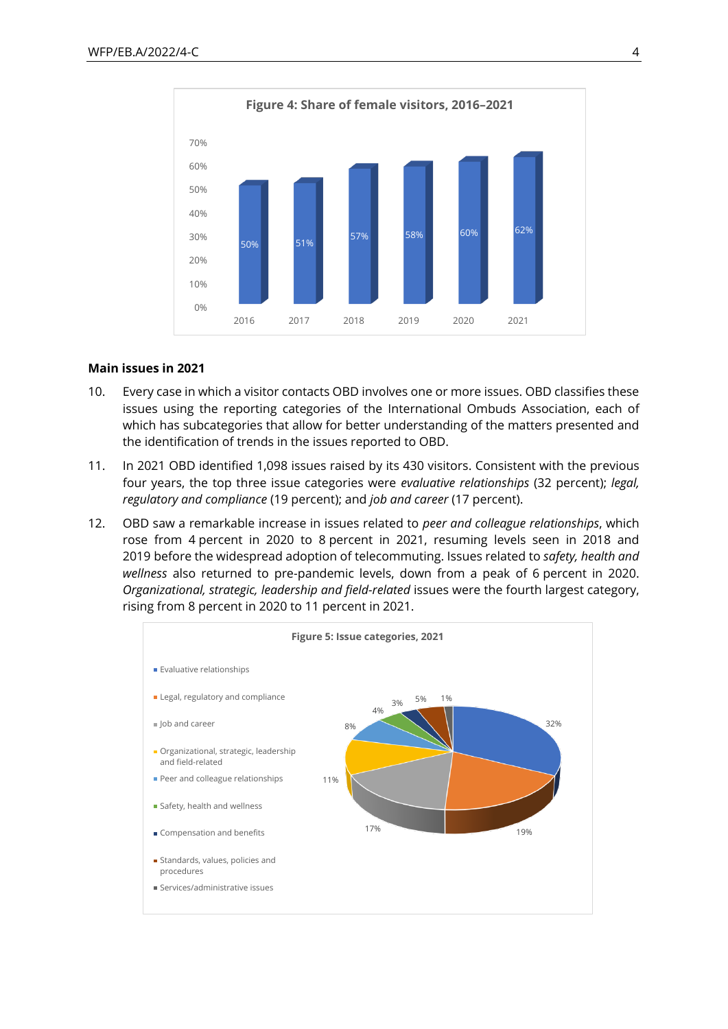**Figure 4: Share of female visitors, 2016–2021**

70%
60%
50%
40%
30%
20%
10%
0%

50% 51% 57% 58% 60% 62%

2016 2017 2018 2019 2020 2021

**Main issues in 2021**

10. Every case in which a visitor contacts OBD involves one or more issues. OBD classifies these issues using the reporting categories of the International Ombuds Association, each of which has subcategories that allow for better understanding of the matters presented and the identification of trends in the issues reported to OBD.

11. In 2021 OBD identified 1,098 issues raised by its 430 visitors. Consistent with the previous four years, the top three issue categories were *evaluative relationships* (32 percent); *legal, regulatory and compliance* (19 percent); and *job and career* (17 percent).

12. OBD saw a remarkable increase in issues related to *peer and colleague relationships*, which rose from 4 percent in 2020 to 8 percent in 2021, resuming levels seen in 2018 and 2019 before the widespread adoption of telecommuting. Issues related to *safety, health and wellness* also returned to pre-pandemic levels, down from a peak of 6 percent in 2020. *Organizational, strategic, leadership and field-related* issues were the fourth largest category, rising from 8 percent in 2020 to 11 percent in 2021.

**Figure 5: Issue categories, 2021**

- Evaluative relationships
- Legal, regulatory and compliance
- Job and career
- Organizational, strategic, leadership and field-related
- Peer and colleague relationships
- Safety, health and wellness
- Compensation and benefits
- Standards, values, policies and procedures
- Services/administrative issues

32% 19% 17% 11% 8% 4% 3% 5% 1%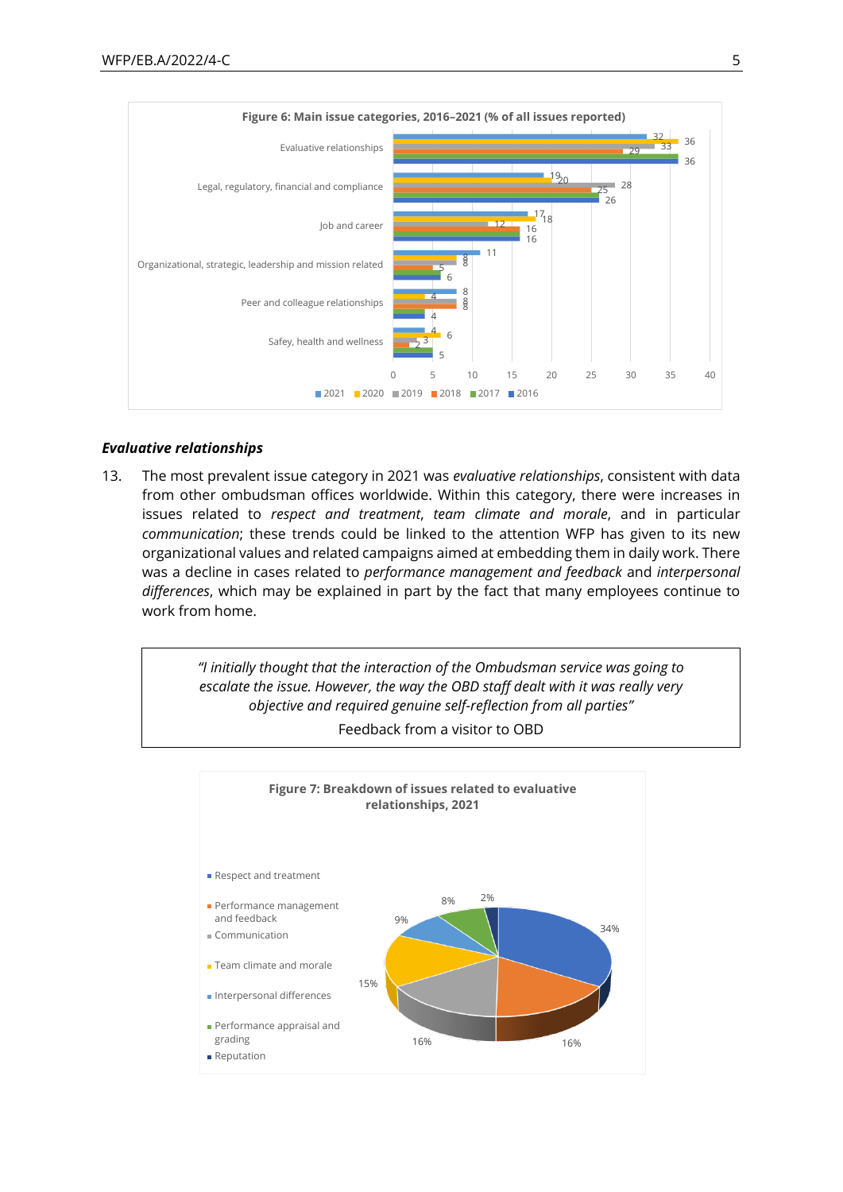**Figure 6: Main issue categories, 2016–2021 (% of all issues reported)**

Evaluative relationships: 32, 36, 33, 29, 36, 36

Legal, regulatory, financial and compliance: 19, 20, 28, 25, 26

Job and career: 17, 18, 12, 16, 16

Organizational, strategic, leadership and mission related: 11, 8, 8, 5, 6

Peer and colleague relationships: 8, 4, 8, 8, 4

Safey, health and wellness: 4, 6, 3, 2, 5

0 5 10 15 20 25 30 35 40

2021 2020 2019 2018 2017 2016

### *Evaluative relationships*

13. The most prevalent issue category in 2021 was *evaluative relationships*, consistent with data from other ombudsman offices worldwide. Within this category, there were increases in issues related to *respect and treatment*, *team climate and morale*, and in particular *communication*; these trends could be linked to the attention WFP has given to its new organizational values and related campaigns aimed at embedding them in daily work. There was a decline in cases related to *performance management and feedback* and *interpersonal differences*, which may be explained in part by the fact that many employees continue to work from home.

> *"I initially thought that the interaction of the Ombudsman service was going to escalate the issue. However, the way the OBD staff dealt with it was really very objective and required genuine self-reflection from all parties"*
>
> Feedback from a visitor to OBD

**Figure 7: Breakdown of issues related to evaluative relationships, 2021**

Respect and treatment
Performance management and feedback
Communication
Team climate and morale
Interpersonal differences
Performance appraisal and grading
Reputation

34%, 16%, 16%, 15%, 9%, 8%, 2%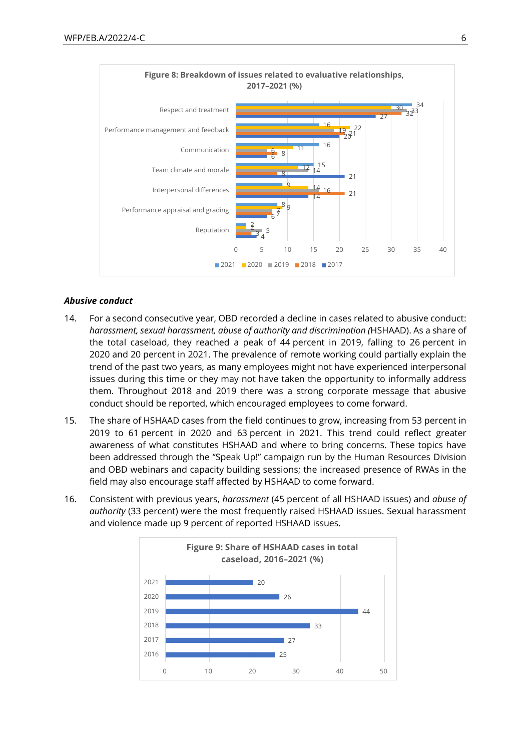**Figure 8: Breakdown of issues related to evaluative relationships, 2017–2021 (%)**

Respect and treatment
34
30
33
32
27

Performance management and feedback
16
22
19
21
20

Communication
16
11
6
8
6

Team climate and morale
15
12
14
8
21

Interpersonal differences
9
14
16
21
14

Performance appraisal and grading
8
9
7
7
6

Reputation
2
2
5
3
4

0 5 10 15 20 25 30 35 40

2021 2020 2019 2018 2017

***Abusive conduct***

14. For a second consecutive year, OBD recorded a decline in cases related to abusive conduct: *harassment, sexual harassment, abuse of authority and discrimination (*HSHAAD). As a share of the total caseload, they reached a peak of 44 percent in 2019, falling to 26 percent in 2020 and 20 percent in 2021. The prevalence of remote working could partially explain the trend of the past two years, as many employees might not have experienced interpersonal issues during this time or they may not have taken the opportunity to informally address them. Throughout 2018 and 2019 there was a strong corporate message that abusive conduct should be reported, which encouraged employees to come forward.

15. The share of HSHAAD cases from the field continues to grow, increasing from 53 percent in 2019 to 61 percent in 2020 and 63 percent in 2021. This trend could reflect greater awareness of what constitutes HSHAAD and where to bring concerns. These topics have been addressed through the "Speak Up!" campaign run by the Human Resources Division and OBD webinars and capacity building sessions; the increased presence of RWAs in the field may also encourage staff affected by HSHAAD to come forward.

16. Consistent with previous years, *harassment* (45 percent of all HSHAAD issues) and *abuse of authority* (33 percent) were the most frequently raised HSHAAD issues. Sexual harassment and violence made up 9 percent of reported HSHAAD issues.

**Figure 9: Share of HSHAAD cases in total caseload, 2016–2021 (%)**

2021 20
2020 26
2019 44
2018 33
2017 27
2016 25

0 10 20 30 40 50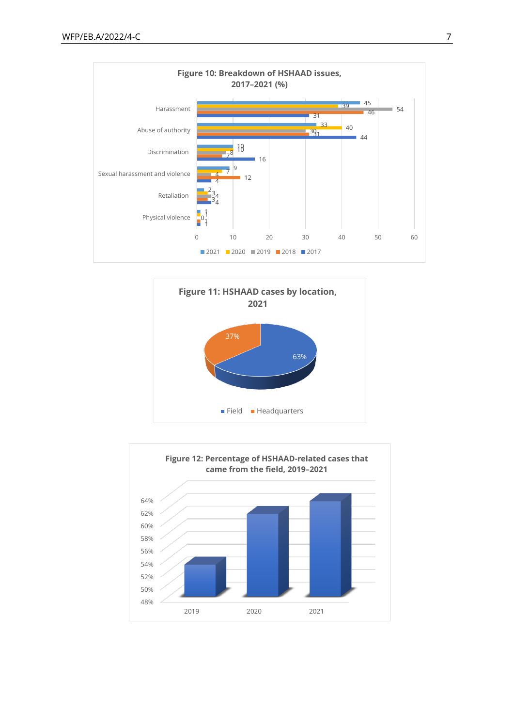**Figure 10: Breakdown of HSHAAD issues, 2017–2021 (%)**

Harassment
45
39
54
46
31

Abuse of authority
33
40
30
31
44

Discrimination
10
10
8
7
16

Sexual harassment and violence
9
7
4
12
4

Retaliation
2
3
4
3
4

Physical violence
1
1
0
1
1

0
10
20
30
40
50
60

2021 2020 2019 2018 2017

**Figure 11: HSHAAD cases by location, 2021**

37%
63%

Field Headquarters

**Figure 12: Percentage of HSHAAD-related cases that came from the field, 2019–2021**

64%
62%
60%
58%
56%
54%
52%
50%
48%

2019
2020
2021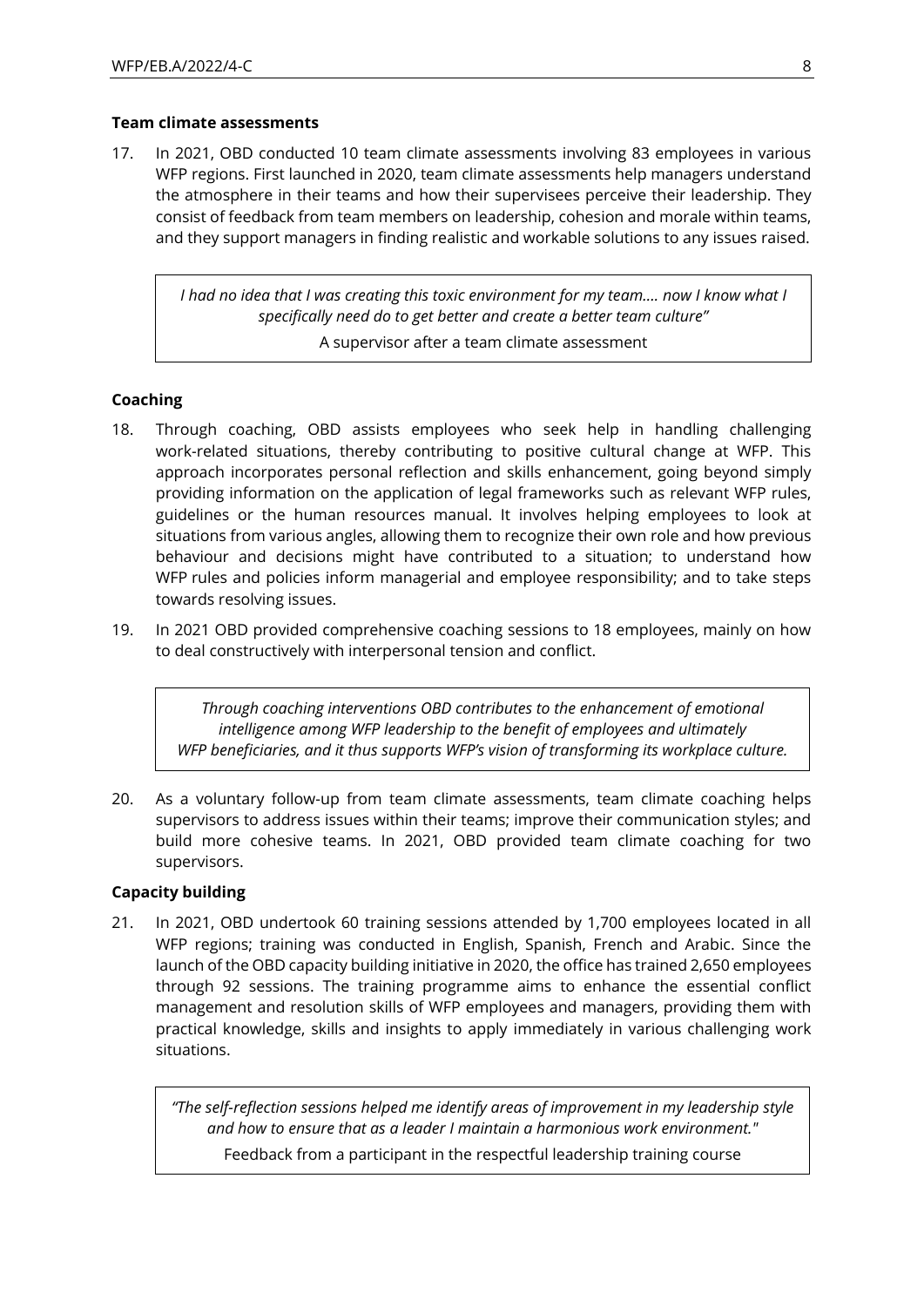**Team climate assessments**

17. In 2021, OBD conducted 10 team climate assessments involving 83 employees in various WFP regions. First launched in 2020, team climate assessments help managers understand the atmosphere in their teams and how their supervisees perceive their leadership. They consist of feedback from team members on leadership, cohesion and morale within teams, and they support managers in finding realistic and workable solutions to any issues raised.

> *I had no idea that I was creating this toxic environment for my team.... now I know what I specifically need do to get better and create a better team culture"*
>
> A supervisor after a team climate assessment

**Coaching**

18. Through coaching, OBD assists employees who seek help in handling challenging work-related situations, thereby contributing to positive cultural change at WFP. This approach incorporates personal reflection and skills enhancement, going beyond simply providing information on the application of legal frameworks such as relevant WFP rules, guidelines or the human resources manual. It involves helping employees to look at situations from various angles, allowing them to recognize their own role and how previous behaviour and decisions might have contributed to a situation; to understand how WFP rules and policies inform managerial and employee responsibility; and to take steps towards resolving issues.

19. In 2021 OBD provided comprehensive coaching sessions to 18 employees, mainly on how to deal constructively with interpersonal tension and conflict.

> *Through coaching interventions OBD contributes to the enhancement of emotional intelligence among WFP leadership to the benefit of employees and ultimately WFP beneficiaries, and it thus supports WFP's vision of transforming its workplace culture.*

20. As a voluntary follow-up from team climate assessments, team climate coaching helps supervisors to address issues within their teams; improve their communication styles; and build more cohesive teams. In 2021, OBD provided team climate coaching for two supervisors.

**Capacity building**

21. In 2021, OBD undertook 60 training sessions attended by 1,700 employees located in all WFP regions; training was conducted in English, Spanish, French and Arabic. Since the launch of the OBD capacity building initiative in 2020, the office has trained 2,650 employees through 92 sessions. The training programme aims to enhance the essential conflict management and resolution skills of WFP employees and managers, providing them with practical knowledge, skills and insights to apply immediately in various challenging work situations.

> *"The self-reflection sessions helped me identify areas of improvement in my leadership style and how to ensure that as a leader I maintain a harmonious work environment."*
>
> Feedback from a participant in the respectful leadership training course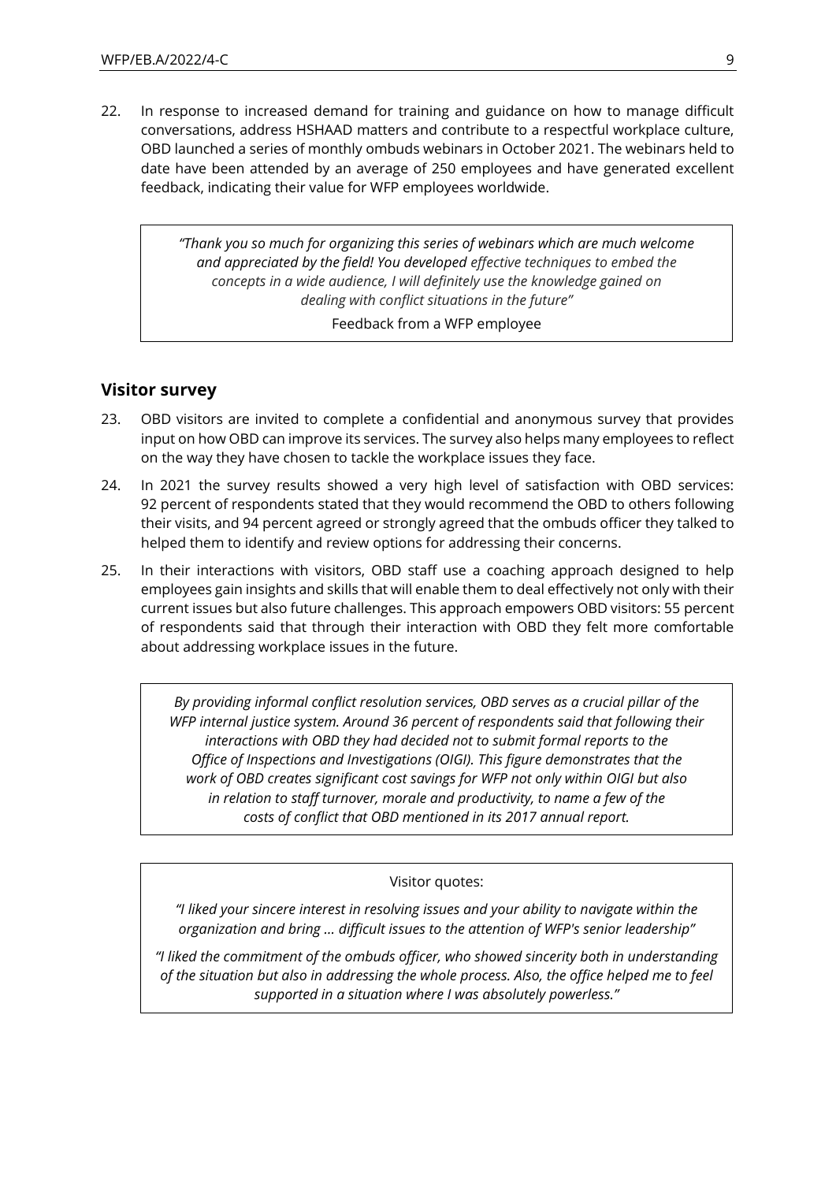22. In response to increased demand for training and guidance on how to manage difficult conversations, address HSHAAD matters and contribute to a respectful workplace culture, OBD launched a series of monthly ombuds webinars in October 2021. The webinars held to date have been attended by an average of 250 employees and have generated excellent feedback, indicating their value for WFP employees worldwide.

> *"Thank you so much for organizing this series of webinars which are much welcome and appreciated by the field! You developed effective techniques to embed the concepts in a wide audience, I will definitely use the knowledge gained on dealing with conflict situations in the future"*
>
> Feedback from a WFP employee

## Visitor survey

23. OBD visitors are invited to complete a confidential and anonymous survey that provides input on how OBD can improve its services. The survey also helps many employees to reflect on the way they have chosen to tackle the workplace issues they face.

24. In 2021 the survey results showed a very high level of satisfaction with OBD services: 92 percent of respondents stated that they would recommend the OBD to others following their visits, and 94 percent agreed or strongly agreed that the ombuds officer they talked to helped them to identify and review options for addressing their concerns.

25. In their interactions with visitors, OBD staff use a coaching approach designed to help employees gain insights and skills that will enable them to deal effectively not only with their current issues but also future challenges. This approach empowers OBD visitors: 55 percent of respondents said that through their interaction with OBD they felt more comfortable about addressing workplace issues in the future.

> *By providing informal conflict resolution services, OBD serves as a crucial pillar of the WFP internal justice system. Around 36 percent of respondents said that following their interactions with OBD they had decided not to submit formal reports to the Office of Inspections and Investigations (OIGI). This figure demonstrates that the work of OBD creates significant cost savings for WFP not only within OIGI but also in relation to staff turnover, morale and productivity, to name a few of the costs of conflict that OBD mentioned in its 2017 annual report.*

> Visitor quotes:
>
> *"I liked your sincere interest in resolving issues and your ability to navigate within the organization and bring … difficult issues to the attention of WFP's senior leadership"*
>
> *"I liked the commitment of the ombuds officer, who showed sincerity both in understanding of the situation but also in addressing the whole process. Also, the office helped me to feel supported in a situation where I was absolutely powerless."*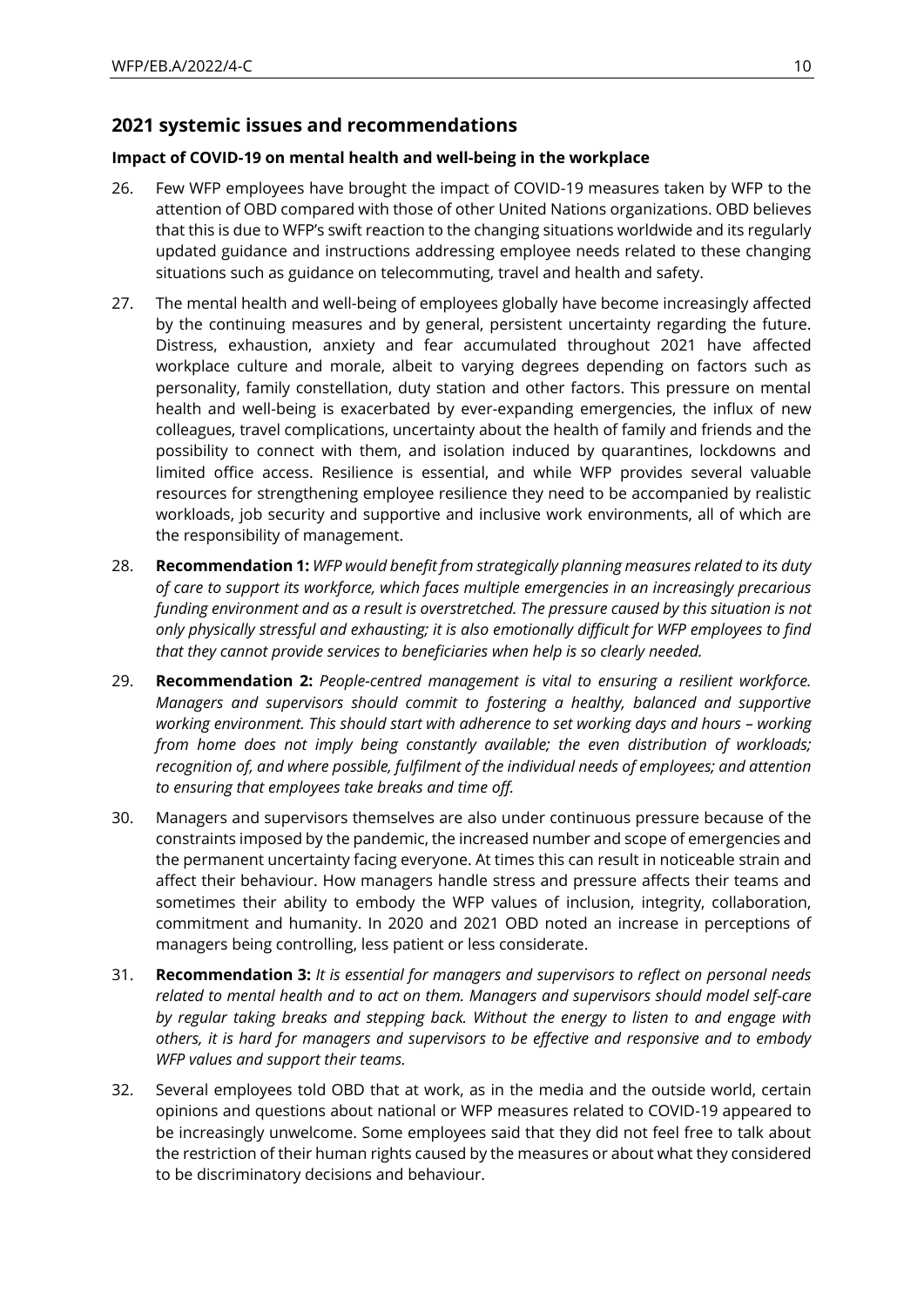## 2021 systemic issues and recommendations

### Impact of COVID-19 on mental health and well-being in the workplace

26. Few WFP employees have brought the impact of COVID-19 measures taken by WFP to the attention of OBD compared with those of other United Nations organizations. OBD believes that this is due to WFP's swift reaction to the changing situations worldwide and its regularly updated guidance and instructions addressing employee needs related to these changing situations such as guidance on telecommuting, travel and health and safety.

27. The mental health and well-being of employees globally have become increasingly affected by the continuing measures and by general, persistent uncertainty regarding the future. Distress, exhaustion, anxiety and fear accumulated throughout 2021 have affected workplace culture and morale, albeit to varying degrees depending on factors such as personality, family constellation, duty station and other factors. This pressure on mental health and well-being is exacerbated by ever-expanding emergencies, the influx of new colleagues, travel complications, uncertainty about the health of family and friends and the possibility to connect with them, and isolation induced by quarantines, lockdowns and limited office access. Resilience is essential, and while WFP provides several valuable resources for strengthening employee resilience they need to be accompanied by realistic workloads, job security and supportive and inclusive work environments, all of which are the responsibility of management.

28. **Recommendation 1:** *WFP would benefit from strategically planning measures related to its duty of care to support its workforce, which faces multiple emergencies in an increasingly precarious funding environment and as a result is overstretched. The pressure caused by this situation is not only physically stressful and exhausting; it is also emotionally difficult for WFP employees to find that they cannot provide services to beneficiaries when help is so clearly needed.*

29. **Recommendation 2:** *People-centred management is vital to ensuring a resilient workforce. Managers and supervisors should commit to fostering a healthy, balanced and supportive working environment. This should start with adherence to set working days and hours – working from home does not imply being constantly available; the even distribution of workloads; recognition of, and where possible, fulfilment of the individual needs of employees; and attention to ensuring that employees take breaks and time off.*

30. Managers and supervisors themselves are also under continuous pressure because of the constraints imposed by the pandemic, the increased number and scope of emergencies and the permanent uncertainty facing everyone. At times this can result in noticeable strain and affect their behaviour. How managers handle stress and pressure affects their teams and sometimes their ability to embody the WFP values of inclusion, integrity, collaboration, commitment and humanity. In 2020 and 2021 OBD noted an increase in perceptions of managers being controlling, less patient or less considerate.

31. **Recommendation 3:** *It is essential for managers and supervisors to reflect on personal needs related to mental health and to act on them. Managers and supervisors should model self-care by regular taking breaks and stepping back. Without the energy to listen to and engage with others, it is hard for managers and supervisors to be effective and responsive and to embody WFP values and support their teams.*

32. Several employees told OBD that at work, as in the media and the outside world, certain opinions and questions about national or WFP measures related to COVID-19 appeared to be increasingly unwelcome. Some employees said that they did not feel free to talk about the restriction of their human rights caused by the measures or about what they considered to be discriminatory decisions and behaviour.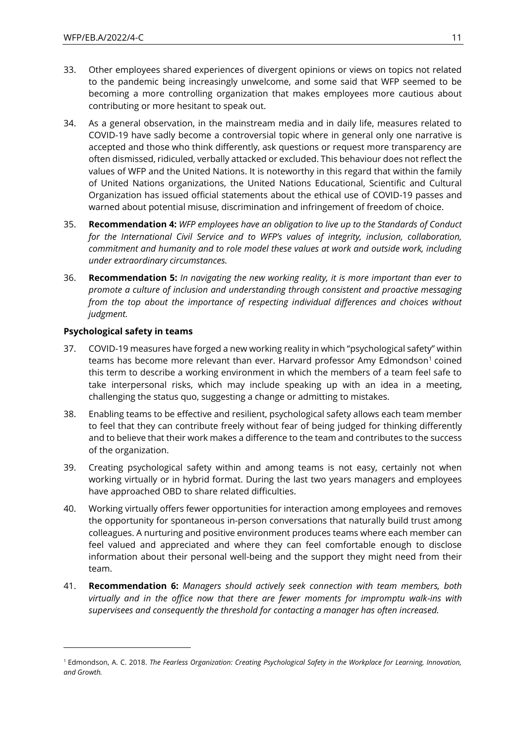33. Other employees shared experiences of divergent opinions or views on topics not related to the pandemic being increasingly unwelcome, and some said that WFP seemed to be becoming a more controlling organization that makes employees more cautious about contributing or more hesitant to speak out.

34. As a general observation, in the mainstream media and in daily life, measures related to COVID-19 have sadly become a controversial topic where in general only one narrative is accepted and those who think differently, ask questions or request more transparency are often dismissed, ridiculed, verbally attacked or excluded. This behaviour does not reflect the values of WFP and the United Nations. It is noteworthy in this regard that within the family of United Nations organizations, the United Nations Educational, Scientific and Cultural Organization has issued official statements about the ethical use of COVID-19 passes and warned about potential misuse, discrimination and infringement of freedom of choice.

35. **Recommendation 4:** *WFP employees have an obligation to live up to the Standards of Conduct for the International Civil Service and to WFP's values of integrity, inclusion, collaboration, commitment and humanity and to role model these values at work and outside work, including under extraordinary circumstances.*

36. **Recommendation 5:** *In navigating the new working reality, it is more important than ever to promote a culture of inclusion and understanding through consistent and proactive messaging from the top about the importance of respecting individual differences and choices without judgment.*

**Psychological safety in teams**

37. COVID-19 measures have forged a new working reality in which "psychological safety" within teams has become more relevant than ever. Harvard professor Amy Edmondson[1] coined this term to describe a working environment in which the members of a team feel safe to take interpersonal risks, which may include speaking up with an idea in a meeting, challenging the status quo, suggesting a change or admitting to mistakes.

38. Enabling teams to be effective and resilient, psychological safety allows each team member to feel that they can contribute freely without fear of being judged for thinking differently and to believe that their work makes a difference to the team and contributes to the success of the organization.

39. Creating psychological safety within and among teams is not easy, certainly not when working virtually or in hybrid format. During the last two years managers and employees have approached OBD to share related difficulties.

40. Working virtually offers fewer opportunities for interaction among employees and removes the opportunity for spontaneous in-person conversations that naturally build trust among colleagues. A nurturing and positive environment produces teams where each member can feel valued and appreciated and where they can feel comfortable enough to disclose information about their personal well-being and the support they might need from their team.

41. **Recommendation 6:** *Managers should actively seek connection with team members, both virtually and in the office now that there are fewer moments for impromptu walk-ins with supervisees and consequently the threshold for contacting a manager has often increased.*

---

[1] Edmondson, A. C. 2018. *The Fearless Organization: Creating Psychological Safety in the Workplace for Learning, Innovation, and Growth.*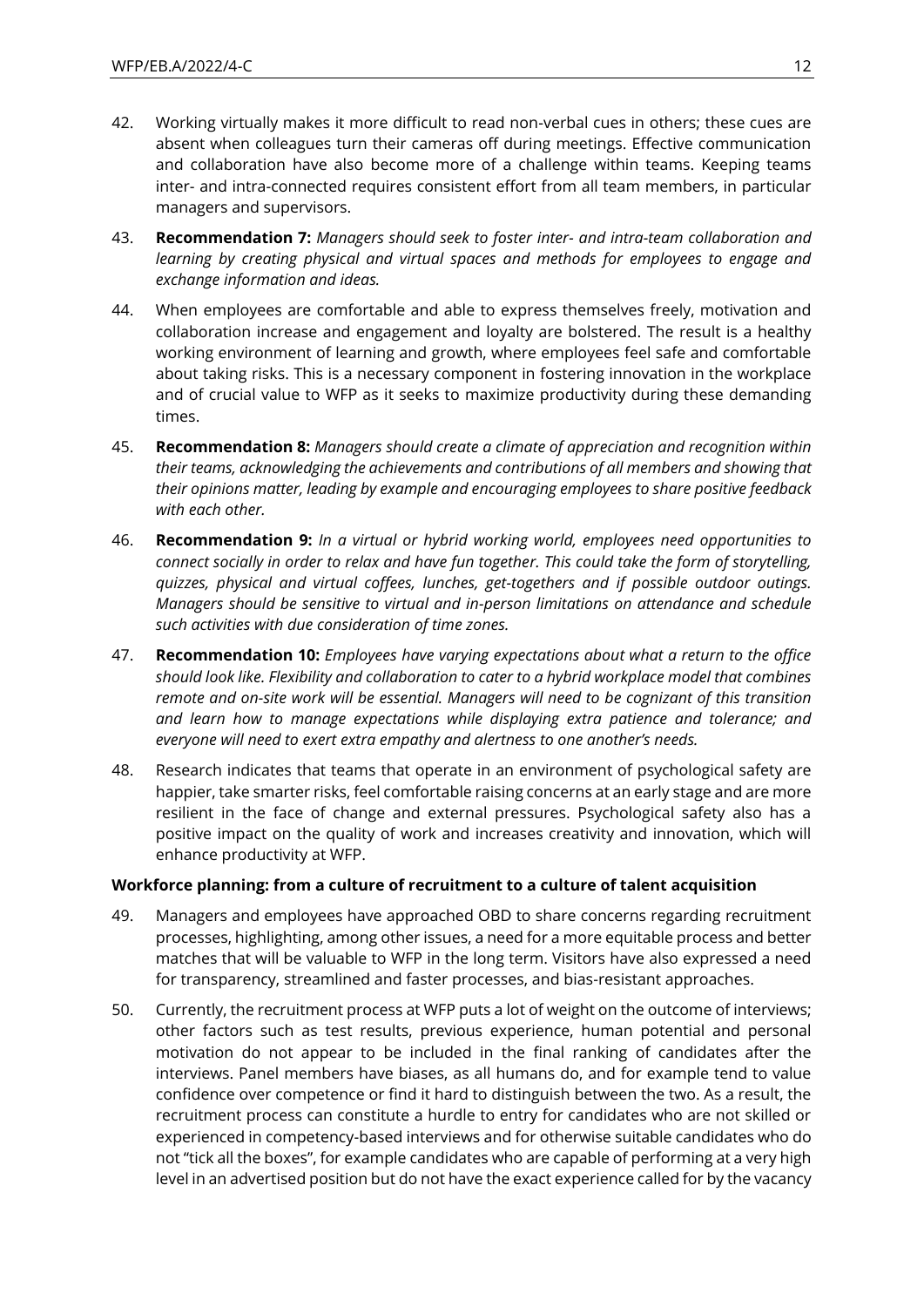42. Working virtually makes it more difficult to read non-verbal cues in others; these cues are absent when colleagues turn their cameras off during meetings. Effective communication and collaboration have also become more of a challenge within teams. Keeping teams inter- and intra-connected requires consistent effort from all team members, in particular managers and supervisors.

43. **Recommendation 7:** *Managers should seek to foster inter- and intra-team collaboration and learning by creating physical and virtual spaces and methods for employees to engage and exchange information and ideas.*

44. When employees are comfortable and able to express themselves freely, motivation and collaboration increase and engagement and loyalty are bolstered. The result is a healthy working environment of learning and growth, where employees feel safe and comfortable about taking risks. This is a necessary component in fostering innovation in the workplace and of crucial value to WFP as it seeks to maximize productivity during these demanding times.

45. **Recommendation 8:** *Managers should create a climate of appreciation and recognition within their teams, acknowledging the achievements and contributions of all members and showing that their opinions matter, leading by example and encouraging employees to share positive feedback with each other.*

46. **Recommendation 9:** *In a virtual or hybrid working world, employees need opportunities to connect socially in order to relax and have fun together. This could take the form of storytelling, quizzes, physical and virtual coffees, lunches, get-togethers and if possible outdoor outings. Managers should be sensitive to virtual and in-person limitations on attendance and schedule such activities with due consideration of time zones.*

47. **Recommendation 10:** *Employees have varying expectations about what a return to the office should look like. Flexibility and collaboration to cater to a hybrid workplace model that combines remote and on-site work will be essential. Managers will need to be cognizant of this transition and learn how to manage expectations while displaying extra patience and tolerance; and everyone will need to exert extra empathy and alertness to one another's needs.*

48. Research indicates that teams that operate in an environment of psychological safety are happier, take smarter risks, feel comfortable raising concerns at an early stage and are more resilient in the face of change and external pressures. Psychological safety also has a positive impact on the quality of work and increases creativity and innovation, which will enhance productivity at WFP.

**Workforce planning: from a culture of recruitment to a culture of talent acquisition**

49. Managers and employees have approached OBD to share concerns regarding recruitment processes, highlighting, among other issues, a need for a more equitable process and better matches that will be valuable to WFP in the long term. Visitors have also expressed a need for transparency, streamlined and faster processes, and bias-resistant approaches.

50. Currently, the recruitment process at WFP puts a lot of weight on the outcome of interviews; other factors such as test results, previous experience, human potential and personal motivation do not appear to be included in the final ranking of candidates after the interviews. Panel members have biases, as all humans do, and for example tend to value confidence over competence or find it hard to distinguish between the two. As a result, the recruitment process can constitute a hurdle to entry for candidates who are not skilled or experienced in competency-based interviews and for otherwise suitable candidates who do not "tick all the boxes", for example candidates who are capable of performing at a very high level in an advertised position but do not have the exact experience called for by the vacancy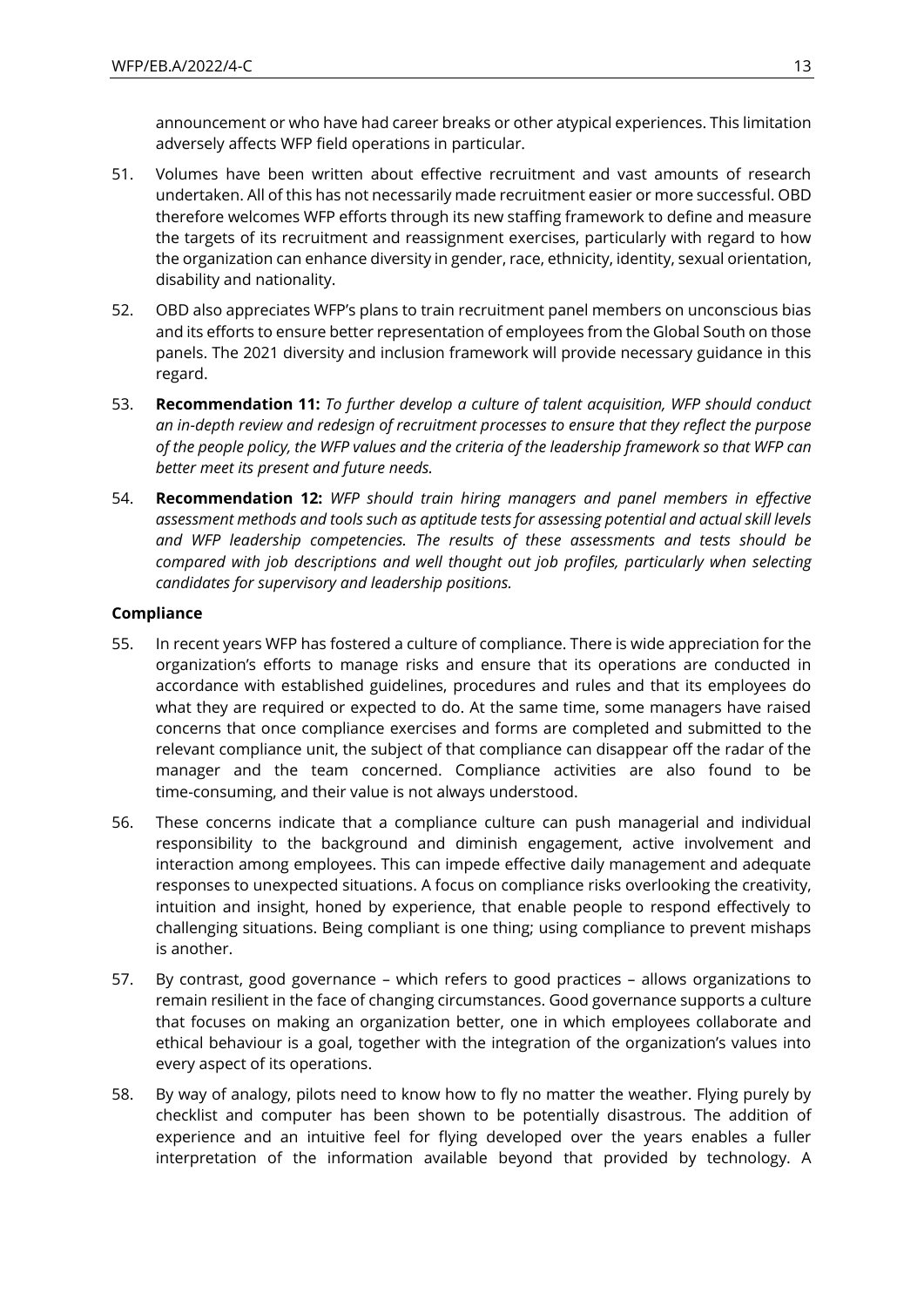announcement or who have had career breaks or other atypical experiences. This limitation adversely affects WFP field operations in particular.

51. Volumes have been written about effective recruitment and vast amounts of research undertaken. All of this has not necessarily made recruitment easier or more successful. OBD therefore welcomes WFP efforts through its new staffing framework to define and measure the targets of its recruitment and reassignment exercises, particularly with regard to how the organization can enhance diversity in gender, race, ethnicity, identity, sexual orientation, disability and nationality.

52. OBD also appreciates WFP's plans to train recruitment panel members on unconscious bias and its efforts to ensure better representation of employees from the Global South on those panels. The 2021 diversity and inclusion framework will provide necessary guidance in this regard.

53. **Recommendation 11:** *To further develop a culture of talent acquisition, WFP should conduct an in-depth review and redesign of recruitment processes to ensure that they reflect the purpose of the people policy, the WFP values and the criteria of the leadership framework so that WFP can better meet its present and future needs.*

54. **Recommendation 12:** *WFP should train hiring managers and panel members in effective assessment methods and tools such as aptitude tests for assessing potential and actual skill levels and WFP leadership competencies. The results of these assessments and tests should be compared with job descriptions and well thought out job profiles, particularly when selecting candidates for supervisory and leadership positions.*

**Compliance**

55. In recent years WFP has fostered a culture of compliance. There is wide appreciation for the organization's efforts to manage risks and ensure that its operations are conducted in accordance with established guidelines, procedures and rules and that its employees do what they are required or expected to do. At the same time, some managers have raised concerns that once compliance exercises and forms are completed and submitted to the relevant compliance unit, the subject of that compliance can disappear off the radar of the manager and the team concerned. Compliance activities are also found to be time-consuming, and their value is not always understood.

56. These concerns indicate that a compliance culture can push managerial and individual responsibility to the background and diminish engagement, active involvement and interaction among employees. This can impede effective daily management and adequate responses to unexpected situations. A focus on compliance risks overlooking the creativity, intuition and insight, honed by experience, that enable people to respond effectively to challenging situations. Being compliant is one thing; using compliance to prevent mishaps is another.

57. By contrast, good governance – which refers to good practices – allows organizations to remain resilient in the face of changing circumstances. Good governance supports a culture that focuses on making an organization better, one in which employees collaborate and ethical behaviour is a goal, together with the integration of the organization's values into every aspect of its operations.

58. By way of analogy, pilots need to know how to fly no matter the weather. Flying purely by checklist and computer has been shown to be potentially disastrous. The addition of experience and an intuitive feel for flying developed over the years enables a fuller interpretation of the information available beyond that provided by technology. A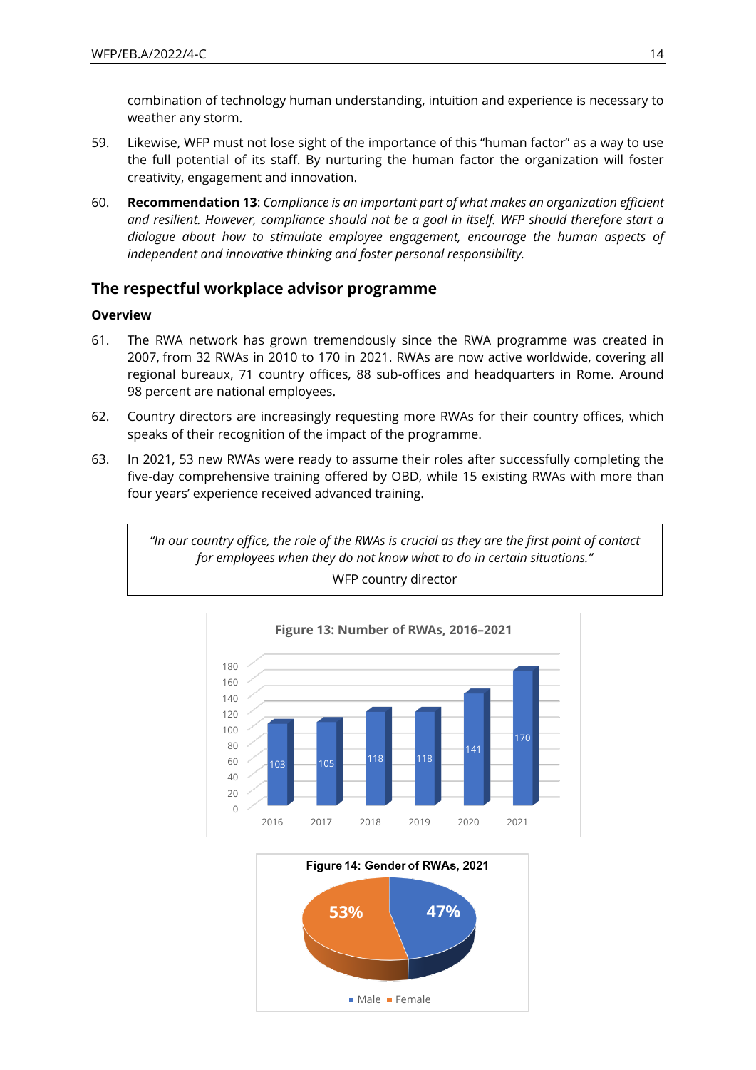combination of technology human understanding, intuition and experience is necessary to weather any storm.

59. Likewise, WFP must not lose sight of the importance of this "human factor" as a way to use the full potential of its staff. By nurturing the human factor the organization will foster creativity, engagement and innovation.

60. **Recommendation 13**: *Compliance is an important part of what makes an organization efficient and resilient. However, compliance should not be a goal in itself. WFP should therefore start a dialogue about how to stimulate employee engagement, encourage the human aspects of independent and innovative thinking and foster personal responsibility.*

## The respectful workplace advisor programme

### Overview

61. The RWA network has grown tremendously since the RWA programme was created in 2007, from 32 RWAs in 2010 to 170 in 2021. RWAs are now active worldwide, covering all regional bureaux, 71 country offices, 88 sub-offices and headquarters in Rome. Around 98 percent are national employees.

62. Country directors are increasingly requesting more RWAs for their country offices, which speaks of their recognition of the impact of the programme.

63. In 2021, 53 new RWAs were ready to assume their roles after successfully completing the five-day comprehensive training offered by OBD, while 15 existing RWAs with more than four years' experience received advanced training.

> *"In our country office, the role of the RWAs is crucial as they are the first point of contact for employees when they do not know what to do in certain situations."*
>
> WFP country director

**Figure 13: Number of RWAs, 2016–2021**

180
160
140
120
100
80
60
40
20
0

103
105
118
118
141
170

2016
2017
2018
2019
2020
2021

**Figure 14: Gender of RWAs, 2021**

53%
47%

Male
Female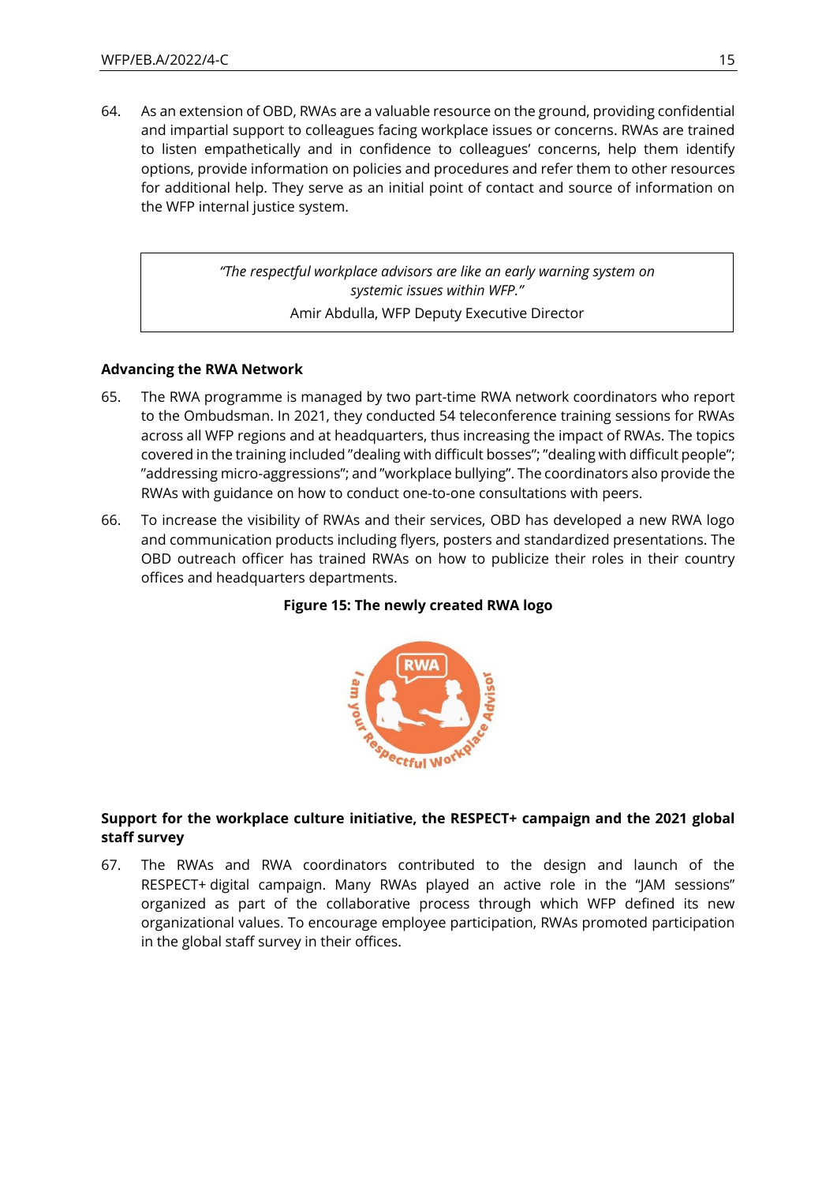64. As an extension of OBD, RWAs are a valuable resource on the ground, providing confidential and impartial support to colleagues facing workplace issues or concerns. RWAs are trained to listen empathetically and in confidence to colleagues' concerns, help them identify options, provide information on policies and procedures and refer them to other resources for additional help. They serve as an initial point of contact and source of information on the WFP internal justice system.

> *"The respectful workplace advisors are like an early warning system on systemic issues within WFP."*
> Amir Abdulla, WFP Deputy Executive Director

**Advancing the RWA Network**

65. The RWA programme is managed by two part-time RWA network coordinators who report to the Ombudsman. In 2021, they conducted 54 teleconference training sessions for RWAs across all WFP regions and at headquarters, thus increasing the impact of RWAs. The topics covered in the training included "dealing with difficult bosses"; "dealing with difficult people"; "addressing micro-aggressions"; and "workplace bullying". The coordinators also provide the RWAs with guidance on how to conduct one-to-one consultations with peers.

66. To increase the visibility of RWAs and their services, OBD has developed a new RWA logo and communication products including flyers, posters and standardized presentations. The OBD outreach officer has trained RWAs on how to publicize their roles in their country offices and headquarters departments.

**Figure 15: The newly created RWA logo**

RWA

I am your Respectful Workplace Advisor

**Support for the workplace culture initiative, the RESPECT+ campaign and the 2021 global staff survey**

67. The RWAs and RWA coordinators contributed to the design and launch of the RESPECT+ digital campaign. Many RWAs played an active role in the "JAM sessions" organized as part of the collaborative process through which WFP defined its new organizational values. To encourage employee participation, RWAs promoted participation in the global staff survey in their offices.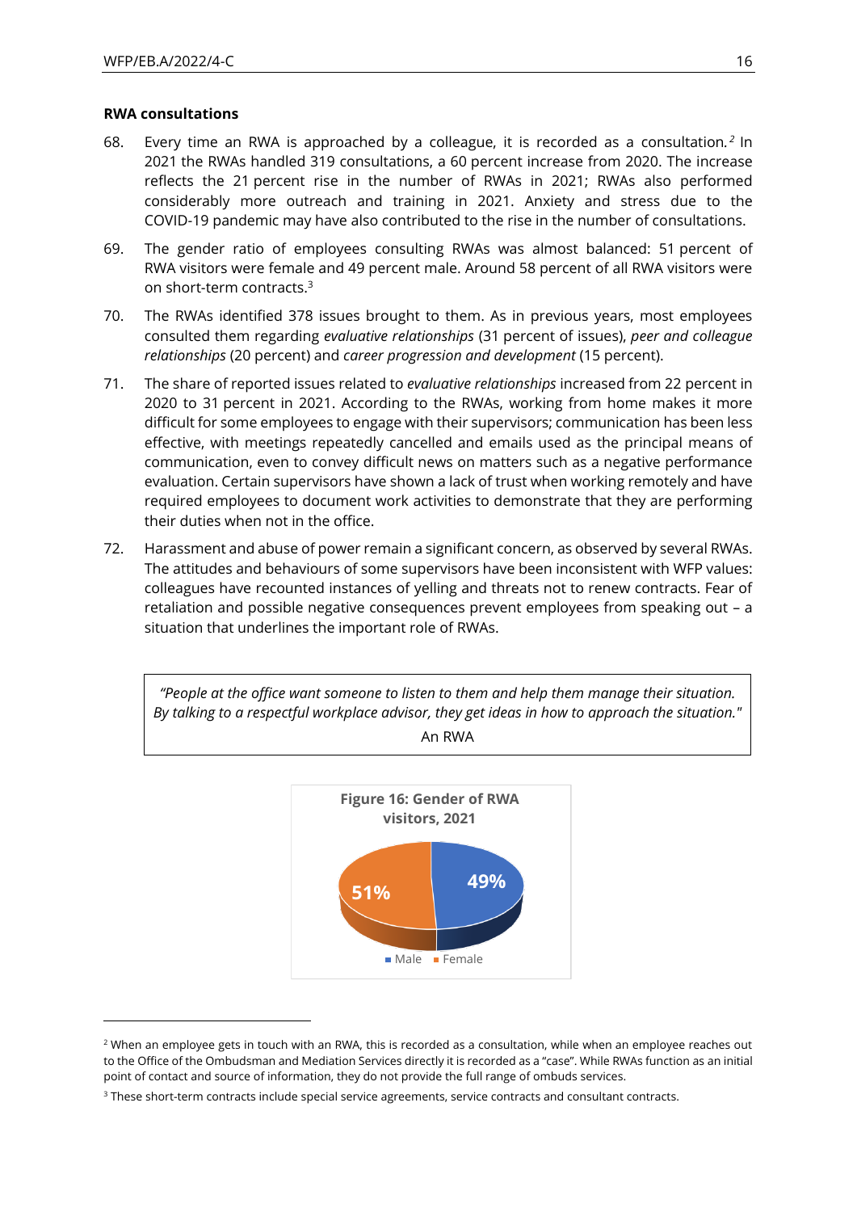**RWA consultations**

68. Every time an RWA is approached by a colleague, it is recorded as a consultation.[2] In 2021 the RWAs handled 319 consultations, a 60 percent increase from 2020. The increase reflects the 21 percent rise in the number of RWAs in 2021; RWAs also performed considerably more outreach and training in 2021. Anxiety and stress due to the COVID-19 pandemic may have also contributed to the rise in the number of consultations.

69. The gender ratio of employees consulting RWAs was almost balanced: 51 percent of RWA visitors were female and 49 percent male. Around 58 percent of all RWA visitors were on short-term contracts.[3]

70. The RWAs identified 378 issues brought to them. As in previous years, most employees consulted them regarding *evaluative relationships* (31 percent of issues), *peer and colleague relationships* (20 percent) and *career progression and development* (15 percent).

71. The share of reported issues related to *evaluative relationships* increased from 22 percent in 2020 to 31 percent in 2021. According to the RWAs, working from home makes it more difficult for some employees to engage with their supervisors; communication has been less effective, with meetings repeatedly cancelled and emails used as the principal means of communication, even to convey difficult news on matters such as a negative performance evaluation. Certain supervisors have shown a lack of trust when working remotely and have required employees to document work activities to demonstrate that they are performing their duties when not in the office.

72. Harassment and abuse of power remain a significant concern, as observed by several RWAs. The attitudes and behaviours of some supervisors have been inconsistent with WFP values: colleagues have recounted instances of yelling and threats not to renew contracts. Fear of retaliation and possible negative consequences prevent employees from speaking out – a situation that underlines the important role of RWAs.

> *"People at the office want someone to listen to them and help them manage their situation. By talking to a respectful workplace advisor, they get ideas in how to approach the situation."*
>
> An RWA

**Figure 16: Gender of RWA visitors, 2021**

51%

49%

Male Female

---

[2] When an employee gets in touch with an RWA, this is recorded as a consultation, while when an employee reaches out to the Office of the Ombudsman and Mediation Services directly it is recorded as a "case". While RWAs function as an initial point of contact and source of information, they do not provide the full range of ombuds services.

[3] These short-term contracts include special service agreements, service contracts and consultant contracts.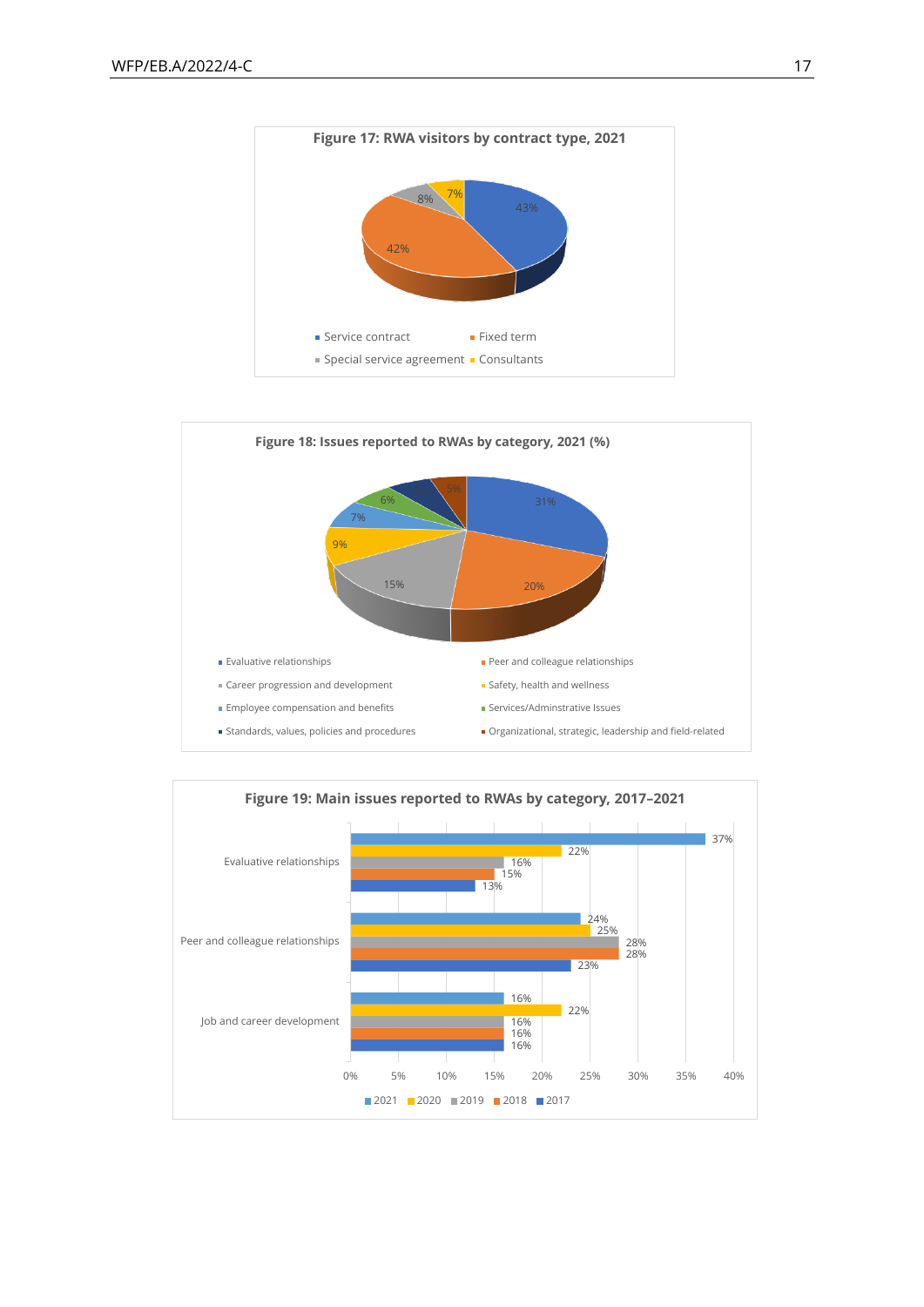**Figure 17: RWA visitors by contract type, 2021**

43%
42%
8%
7%

Service contract
Fixed term
Special service agreement
Consultants

**Figure 18: Issues reported to RWAs by category, 2021 (%)**

31%
20%
15%
9%
7%
6%
5%

Evaluative relationships
Peer and colleague relationships
Career progression and development
Safety, health and wellness
Employee compensation and benefits
Services/Adminstrative Issues
Standards, values, policies and procedures
Organizational, strategic, leadership and field-related

**Figure 19: Main issues reported to RWAs by category, 2017–2021**

Evaluative relationships
37%
22%
16%
15%
13%

Peer and colleague relationships
24%
25%
28%
28%
23%

Job and career development
16%
22%
16%
16%
16%

0% 5% 10% 15% 20% 25% 30% 35% 40%

2021 2020 2019 2018 2017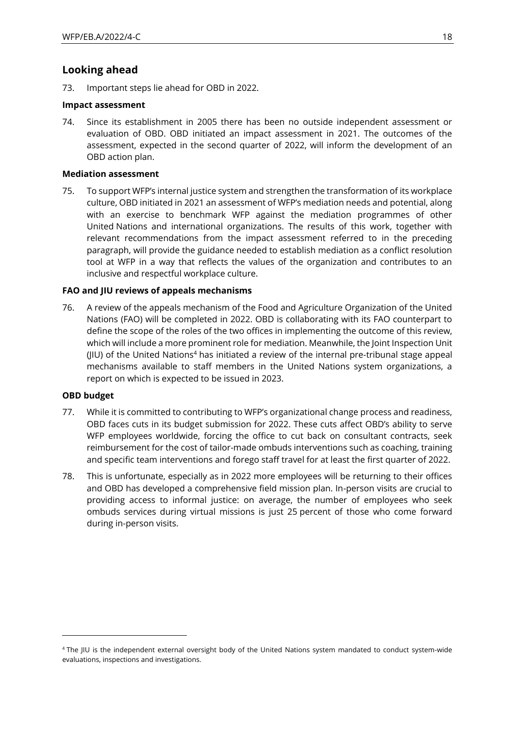## Looking ahead

73. Important steps lie ahead for OBD in 2022.

**Impact assessment**

74. Since its establishment in 2005 there has been no outside independent assessment or evaluation of OBD. OBD initiated an impact assessment in 2021. The outcomes of the assessment, expected in the second quarter of 2022, will inform the development of an OBD action plan.

**Mediation assessment**

75. To support WFP's internal justice system and strengthen the transformation of its workplace culture, OBD initiated in 2021 an assessment of WFP's mediation needs and potential, along with an exercise to benchmark WFP against the mediation programmes of other United Nations and international organizations. The results of this work, together with relevant recommendations from the impact assessment referred to in the preceding paragraph, will provide the guidance needed to establish mediation as a conflict resolution tool at WFP in a way that reflects the values of the organization and contributes to an inclusive and respectful workplace culture.

**FAO and JIU reviews of appeals mechanisms**

76. A review of the appeals mechanism of the Food and Agriculture Organization of the United Nations (FAO) will be completed in 2022. OBD is collaborating with its FAO counterpart to define the scope of the roles of the two offices in implementing the outcome of this review, which will include a more prominent role for mediation. Meanwhile, the Joint Inspection Unit (JIU) of the United Nations[4] has initiated a review of the internal pre-tribunal stage appeal mechanisms available to staff members in the United Nations system organizations, a report on which is expected to be issued in 2023.

**OBD budget**

77. While it is committed to contributing to WFP's organizational change process and readiness, OBD faces cuts in its budget submission for 2022. These cuts affect OBD's ability to serve WFP employees worldwide, forcing the office to cut back on consultant contracts, seek reimbursement for the cost of tailor-made ombuds interventions such as coaching, training and specific team interventions and forego staff travel for at least the first quarter of 2022.

78. This is unfortunate, especially as in 2022 more employees will be returning to their offices and OBD has developed a comprehensive field mission plan. In-person visits are crucial to providing access to informal justice: on average, the number of employees who seek ombuds services during virtual missions is just 25 percent of those who come forward during in-person visits.

---

[4] The JIU is the independent external oversight body of the United Nations system mandated to conduct system-wide evaluations, inspections and investigations.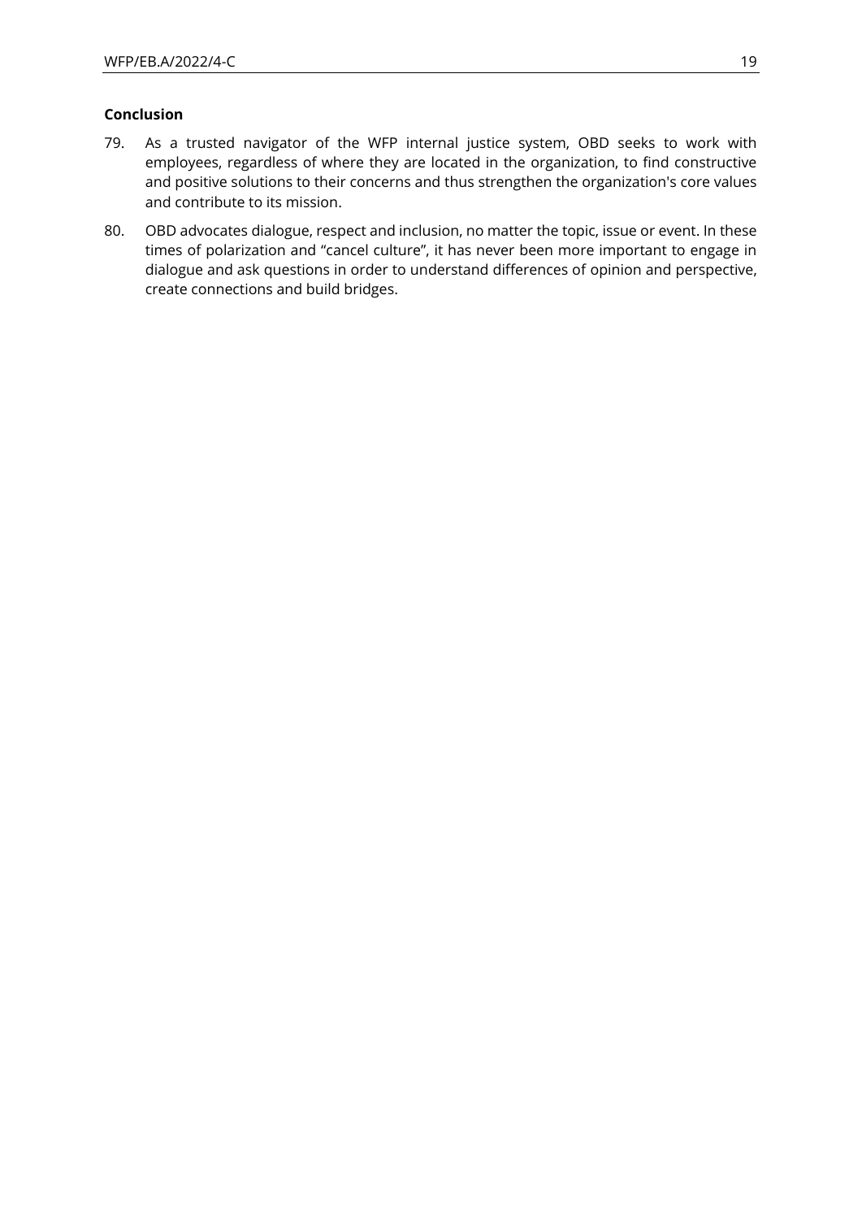**Conclusion**

79. As a trusted navigator of the WFP internal justice system, OBD seeks to work with employees, regardless of where they are located in the organization, to find constructive and positive solutions to their concerns and thus strengthen the organization's core values and contribute to its mission.

80. OBD advocates dialogue, respect and inclusion, no matter the topic, issue or event. In these times of polarization and "cancel culture", it has never been more important to engage in dialogue and ask questions in order to understand differences of opinion and perspective, create connections and build bridges.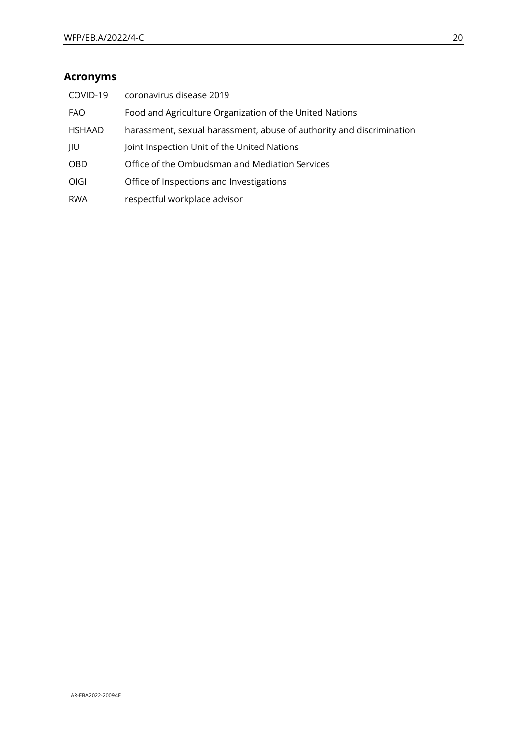## Acronyms

| | |
|---|---|
| COVID-19 | coronavirus disease 2019 |
| FAO | Food and Agriculture Organization of the United Nations |
| HSHAAD | harassment, sexual harassment, abuse of authority and discrimination |
| JIU | Joint Inspection Unit of the United Nations |
| OBD | Office of the Ombudsman and Mediation Services |
| OIGI | Office of Inspections and Investigations |
| RWA | respectful workplace advisor |

AR-EBA2022-20094E